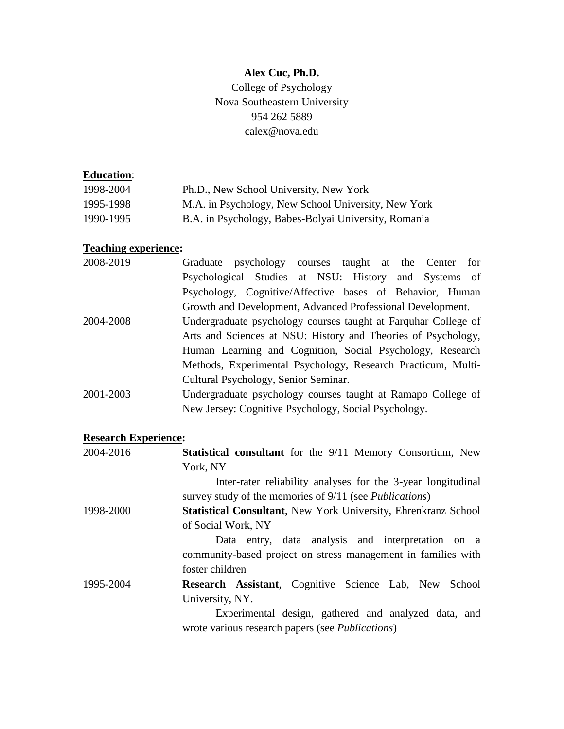**Alex Cuc, Ph.D.**
College of Psychology
Nova Southeastern University
954 262 5889
calex@nova.edu

## Education:

| | |
|---|---|
| 1998-2004 | Ph.D., New School University, New York |
| 1995-1998 | M.A. in Psychology, New School University, New York |
| 1990-1995 | B.A. in Psychology, Babes-Bolyai University, Romania |

## Teaching experience:

| | |
|---|---|
| 2008-2019 | Graduate psychology courses taught at the Center for Psychological Studies at NSU: History and Systems of Psychology, Cognitive/Affective bases of Behavior, Human Growth and Development, Advanced Professional Development. |
| 2004-2008 | Undergraduate psychology courses taught at Farquhar College of Arts and Sciences at NSU: History and Theories of Psychology, Human Learning and Cognition, Social Psychology, Research Methods, Experimental Psychology, Research Practicum, Multi-Cultural Psychology, Senior Seminar. |
| 2001-2003 | Undergraduate psychology courses taught at Ramapo College of New Jersey: Cognitive Psychology, Social Psychology. |

## Research Experience:

| | |
|---|---|
| 2004-2016 | **Statistical consultant** for the 9/11 Memory Consortium, New York, NY<br>Inter-rater reliability analyses for the 3-year longitudinal survey study of the memories of 9/11 (see *Publications*) |
| 1998-2000 | **Statistical Consultant**, New York University, Ehrenkranz School of Social Work, NY<br>Data entry, data analysis and interpretation on a community-based project on stress management in families with foster children |
| 1995-2004 | **Research Assistant**, Cognitive Science Lab, New School University, NY.<br>Experimental design, gathered and analyzed data, and wrote various research papers (see *Publications*) |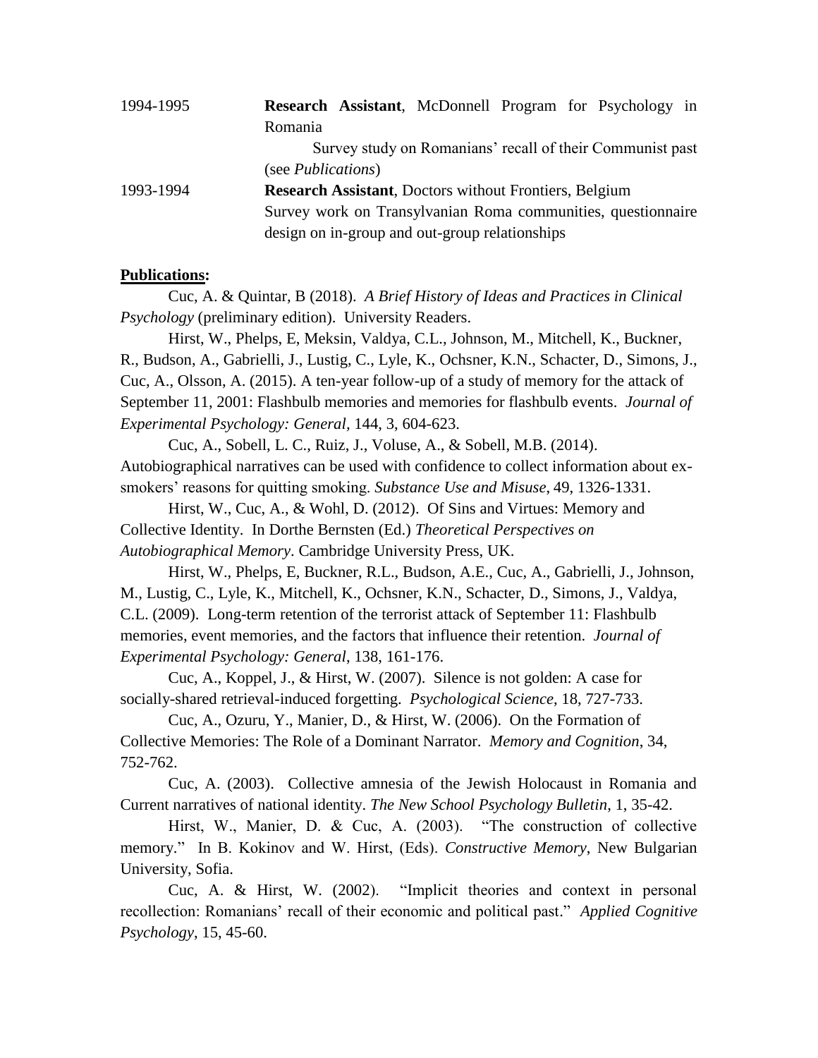1994-1995 **Research Assistant**, McDonnell Program for Psychology in Romania
Survey study on Romanians' recall of their Communist past (see *Publications*)

1993-1994 **Research Assistant**, Doctors without Frontiers, Belgium
Survey work on Transylvanian Roma communities, questionnaire design on in-group and out-group relationships

**Publications:**

Cuc, A. & Quintar, B (2018). *A Brief History of Ideas and Practices in Clinical Psychology* (preliminary edition). University Readers.

Hirst, W., Phelps, E, Meksin, Valdya, C.L., Johnson, M., Mitchell, K., Buckner, R., Budson, A., Gabrielli, J., Lustig, C., Lyle, K., Ochsner, K.N., Schacter, D., Simons, J., Cuc, A., Olsson, A. (2015). A ten-year follow-up of a study of memory for the attack of September 11, 2001: Flashbulb memories and memories for flashbulb events. *Journal of Experimental Psychology: General,* 144, 3, 604-623.

Cuc, A., Sobell, L. C., Ruiz, J., Voluse, A., & Sobell, M.B. (2014). Autobiographical narratives can be used with confidence to collect information about ex-smokers' reasons for quitting smoking. *Substance Use and Misuse*, 49, 1326-1331.

Hirst, W., Cuc, A., & Wohl, D. (2012). Of Sins and Virtues: Memory and Collective Identity. In Dorthe Bernsten (Ed.) *Theoretical Perspectives on Autobiographical Memory*. Cambridge University Press, UK.

Hirst, W., Phelps, E, Buckner, R.L., Budson, A.E., Cuc, A., Gabrielli, J., Johnson, M., Lustig, C., Lyle, K., Mitchell, K., Ochsner, K.N., Schacter, D., Simons, J., Valdya, C.L. (2009). Long-term retention of the terrorist attack of September 11: Flashbulb memories, event memories, and the factors that influence their retention. *Journal of Experimental Psychology: General*, 138, 161-176.

Cuc, A., Koppel, J., & Hirst, W. (2007). Silence is not golden: A case for socially-shared retrieval-induced forgetting. *Psychological Science*, 18, 727-733.

Cuc, A., Ozuru, Y., Manier, D., & Hirst, W. (2006). On the Formation of Collective Memories: The Role of a Dominant Narrator. *Memory and Cognition*, 34, 752-762.

Cuc, A. (2003). Collective amnesia of the Jewish Holocaust in Romania and Current narratives of national identity. *The New School Psychology Bulletin*, 1, 35-42.

Hirst, W., Manier, D. & Cuc, A. (2003). "The construction of collective memory." In B. Kokinov and W. Hirst, (Eds). *Constructive Memory*, New Bulgarian University, Sofia.

Cuc, A. & Hirst, W. (2002). "Implicit theories and context in personal recollection: Romanians' recall of their economic and political past." *Applied Cognitive Psychology*, 15, 45-60.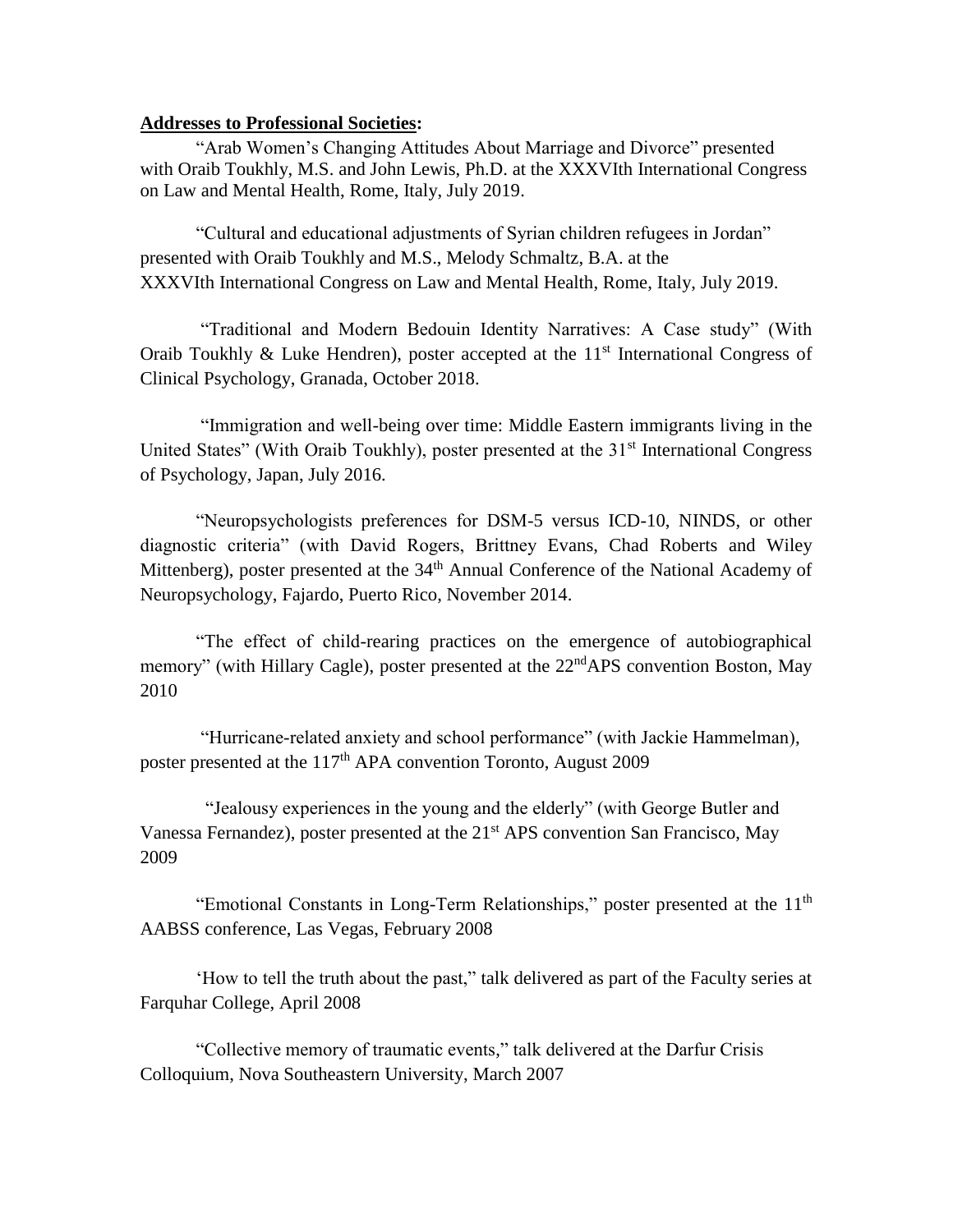**Addresses to Professional Societies:**

"Arab Women's Changing Attitudes About Marriage and Divorce" presented with Oraib Toukhly, M.S. and John Lewis, Ph.D. at the XXXVIth International Congress on Law and Mental Health, Rome, Italy, July 2019.

"Cultural and educational adjustments of Syrian children refugees in Jordan" presented with Oraib Toukhly and M.S., Melody Schmaltz, B.A. at the XXXVIth International Congress on Law and Mental Health, Rome, Italy, July 2019.

"Traditional and Modern Bedouin Identity Narratives: A Case study" (With Oraib Toukhly & Luke Hendren), poster accepted at the 11st International Congress of Clinical Psychology, Granada, October 2018.

"Immigration and well-being over time: Middle Eastern immigrants living in the United States" (With Oraib Toukhly), poster presented at the 31st International Congress of Psychology, Japan, July 2016.

"Neuropsychologists preferences for DSM-5 versus ICD-10, NINDS, or other diagnostic criteria" (with David Rogers, Brittney Evans, Chad Roberts and Wiley Mittenberg), poster presented at the 34th Annual Conference of the National Academy of Neuropsychology, Fajardo, Puerto Rico, November 2014.

"The effect of child-rearing practices on the emergence of autobiographical memory" (with Hillary Cagle), poster presented at the 22ndAPS convention Boston, May 2010

"Hurricane-related anxiety and school performance" (with Jackie Hammelman), poster presented at the 117th APA convention Toronto, August 2009

"Jealousy experiences in the young and the elderly" (with George Butler and Vanessa Fernandez), poster presented at the 21st APS convention San Francisco, May 2009

"Emotional Constants in Long-Term Relationships," poster presented at the 11th AABSS conference, Las Vegas, February 2008

'How to tell the truth about the past," talk delivered as part of the Faculty series at Farquhar College, April 2008

"Collective memory of traumatic events," talk delivered at the Darfur Crisis Colloquium, Nova Southeastern University, March 2007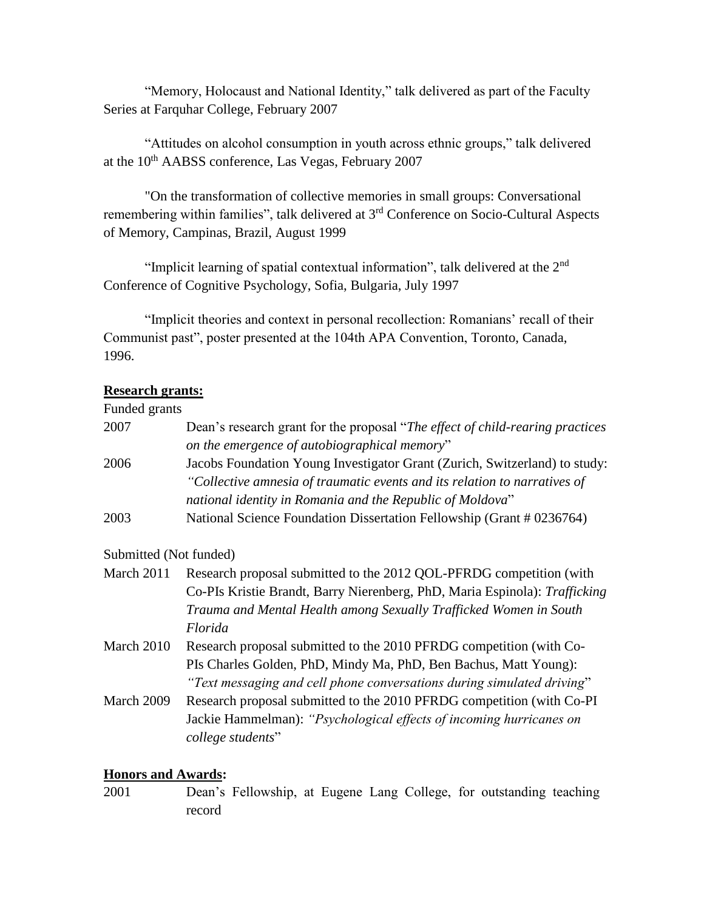"Memory, Holocaust and National Identity," talk delivered as part of the Faculty Series at Farquhar College, February 2007

"Attitudes on alcohol consumption in youth across ethnic groups," talk delivered at the 10th AABSS conference, Las Vegas, February 2007

"On the transformation of collective memories in small groups: Conversational remembering within families", talk delivered at 3rd Conference on Socio-Cultural Aspects of Memory, Campinas, Brazil, August 1999

"Implicit learning of spatial contextual information", talk delivered at the 2nd Conference of Cognitive Psychology, Sofia, Bulgaria, July 1997

"Implicit theories and context in personal recollection: Romanians' recall of their Communist past", poster presented at the 104th APA Convention, Toronto, Canada, 1996.

**Research grants:**

Funded grants

| | |
|---|---|
| 2007 | Dean's research grant for the proposal "*The effect of child-rearing practices on the emergence of autobiographical memory*" |
| 2006 | Jacobs Foundation Young Investigator Grant (Zurich, Switzerland) to study: *"Collective amnesia of traumatic events and its relation to narratives of national identity in Romania and the Republic of Moldova*" |
| 2003 | National Science Foundation Dissertation Fellowship (Grant # 0236764) |

Submitted (Not funded)

| | |
|---|---|
| March 2011 | Research proposal submitted to the 2012 QOL-PFRDG competition (with Co-PIs Kristie Brandt, Barry Nierenberg, PhD, Maria Espinola): *Trafficking Trauma and Mental Health among Sexually Trafficked Women in South Florida* |
| March 2010 | Research proposal submitted to the 2010 PFRDG competition (with Co-PIs Charles Golden, PhD, Mindy Ma, PhD, Ben Bachus, Matt Young): *"Text messaging and cell phone conversations during simulated driving*" |
| March 2009 | Research proposal submitted to the 2010 PFRDG competition (with Co-PI Jackie Hammelman): *"Psychological effects of incoming hurricanes on college students*" |

**Honors and Awards:**

| | |
|---|---|
| 2001 | Dean's Fellowship, at Eugene Lang College, for outstanding teaching record |